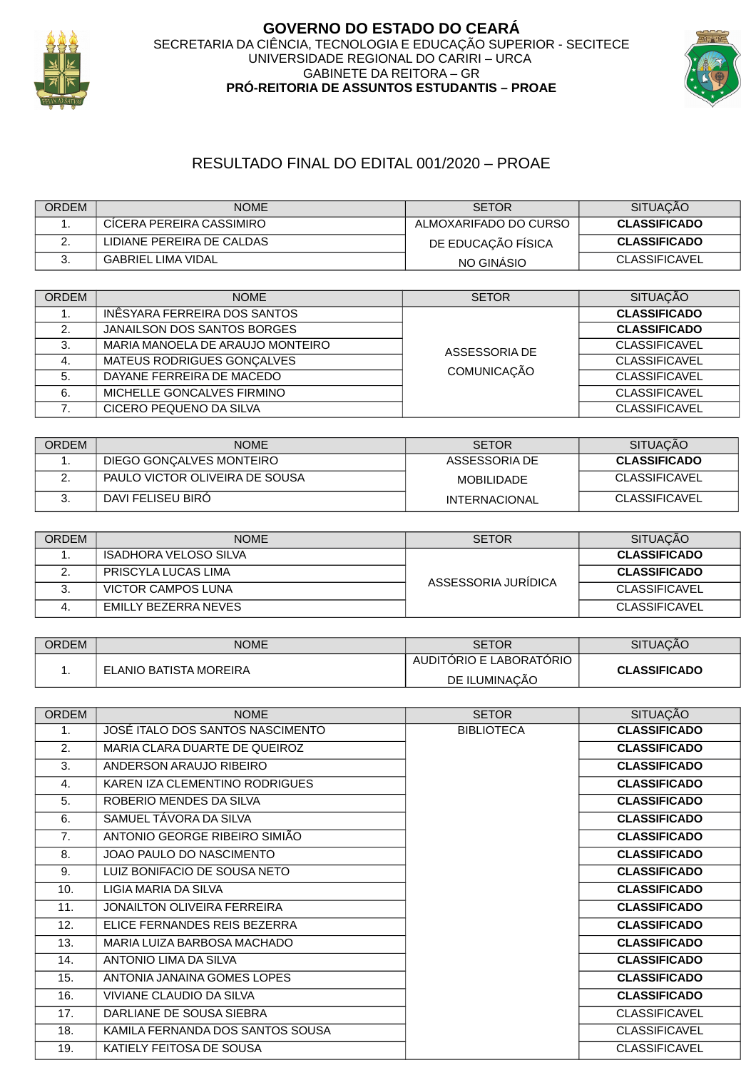**GOVERNO DO ESTADO DO CEARÁ**
SECRETARIA DA CIÊNCIA, TECNOLOGIA E EDUCAÇÃO SUPERIOR - SECITECE
UNIVERSIDADE REGIONAL DO CARIRI – URCA
GABINETE DA REITORA – GR
**PRÓ-REITORIA DE ASSUNTOS ESTUDANTIS – PROAE**

# RESULTADO FINAL DO EDITAL 001/2020 – PROAE

| ORDEM | NOME | SETOR | SITUAÇÃO |
|---|---|---|---|
| 1. | CÍCERA PEREIRA CASSIMIRO | ALMOXARIFADO DO CURSO DE EDUCAÇÃO FÍSICA NO GINÁSIO | **CLASSIFICADO** |
| 2. | LIDIANE PEREIRA DE CALDAS | | **CLASSIFICADO** |
| 3. | GABRIEL LIMA VIDAL | | CLASSIFICAVEL |

| ORDEM | NOME | SETOR | SITUAÇÃO |
|---|---|---|---|
| 1. | INÊSYARA FERREIRA DOS SANTOS | ASSESSORIA DE COMUNICAÇÃO | **CLASSIFICADO** |
| 2. | JANAILSON DOS SANTOS BORGES | | **CLASSIFICADO** |
| 3. | MARIA MANOELA DE ARAUJO MONTEIRO | | CLASSIFICAVEL |
| 4. | MATEUS RODRIGUES GONÇALVES | | CLASSIFICAVEL |
| 5. | DAYANE FERREIRA DE MACEDO | | CLASSIFICAVEL |
| 6. | MICHELLE GONCALVES FIRMINO | | CLASSIFICAVEL |
| 7. | CICERO PEQUENO DA SILVA | | CLASSIFICAVEL |

| ORDEM | NOME | SETOR | SITUAÇÃO |
|---|---|---|---|
| 1. | DIEGO GONÇALVES MONTEIRO | ASSESSORIA DE MOBILIDADE INTERNACIONAL | **CLASSIFICADO** |
| 2. | PAULO VICTOR OLIVEIRA DE SOUSA | | CLASSIFICAVEL |
| 3. | DAVI FELISEU BIRÓ | | CLASSIFICAVEL |

| ORDEM | NOME | SETOR | SITUAÇÃO |
|---|---|---|---|
| 1. | ISADHORA VELOSO SILVA | ASSESSORIA JURÍDICA | **CLASSIFICADO** |
| 2. | PRISCYLA LUCAS LIMA | | **CLASSIFICADO** |
| 3. | VICTOR CAMPOS LUNA | | CLASSIFICAVEL |
| 4. | EMILLY BEZERRA NEVES | | CLASSIFICAVEL |

| ORDEM | NOME | SETOR | SITUAÇÃO |
|---|---|---|---|
| 1. | ELANIO BATISTA MOREIRA | AUDITÓRIO E LABORATÓRIO DE ILUMINAÇÃO | **CLASSIFICADO** |

| ORDEM | NOME | SETOR | SITUAÇÃO |
|---|---|---|---|
| 1. | JOSÉ ITALO DOS SANTOS NASCIMENTO | BIBLIOTECA | **CLASSIFICADO** |
| 2. | MARIA CLARA DUARTE DE QUEIROZ | | **CLASSIFICADO** |
| 3. | ANDERSON ARAUJO RIBEIRO | | **CLASSIFICADO** |
| 4. | KAREN IZA CLEMENTINO RODRIGUES | | **CLASSIFICADO** |
| 5. | ROBERIO MENDES DA SILVA | | **CLASSIFICADO** |
| 6. | SAMUEL TÁVORA DA SILVA | | **CLASSIFICADO** |
| 7. | ANTONIO GEORGE RIBEIRO SIMIÃO | | **CLASSIFICADO** |
| 8. | JOAO PAULO DO NASCIMENTO | | **CLASSIFICADO** |
| 9. | LUIZ BONIFACIO DE SOUSA NETO | | **CLASSIFICADO** |
| 10. | LIGIA MARIA DA SILVA | | **CLASSIFICADO** |
| 11. | JONAILTON OLIVEIRA FERREIRA | | **CLASSIFICADO** |
| 12. | ELICE FERNANDES REIS BEZERRA | | **CLASSIFICADO** |
| 13. | MARIA LUIZA BARBOSA MACHADO | | **CLASSIFICADO** |
| 14. | ANTONIO LIMA DA SILVA | | **CLASSIFICADO** |
| 15. | ANTONIA JANAINA GOMES LOPES | | **CLASSIFICADO** |
| 16. | VIVIANE CLAUDIO DA SILVA | | **CLASSIFICADO** |
| 17. | DARLIANE DE SOUSA SIEBRA | | CLASSIFICAVEL |
| 18. | KAMILA FERNANDA DOS SANTOS SOUSA | | CLASSIFICAVEL |
| 19. | KATIELY FEITOSA DE SOUSA | | CLASSIFICAVEL |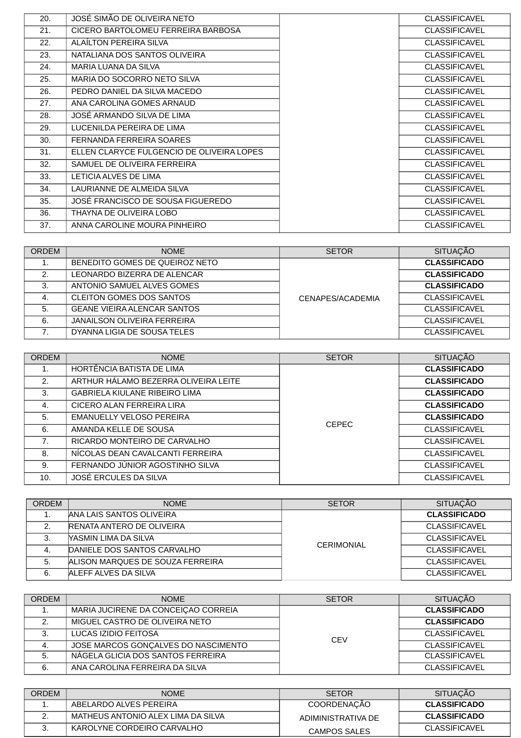| | | | |
|---|---|---|---|
| 20. | JOSÉ SIMÃO DE OLIVEIRA NETO | | CLASSIFICAVEL |
| 21. | CICERO BARTOLOMEU FERREIRA BARBOSA | | CLASSIFICAVEL |
| 22. | ALAÍLTON PEREIRA SILVA | | CLASSIFICAVEL |
| 23. | NATALIANA DOS SANTOS OLIVEIRA | | CLASSIFICAVEL |
| 24. | MARIA LUANA DA SILVA | | CLASSIFICAVEL |
| 25. | MARIA DO SOCORRO NETO SILVA | | CLASSIFICAVEL |
| 26. | PEDRO DANIEL DA SILVA MACEDO | | CLASSIFICAVEL |
| 27. | ANA CAROLINA GOMES ARNAUD | | CLASSIFICAVEL |
| 28. | JOSÉ ARMANDO SILVA DE LIMA | | CLASSIFICAVEL |
| 29. | LUCENILDA PEREIRA DE LIMA | | CLASSIFICAVEL |
| 30. | FERNANDA FERREIRA SOARES | | CLASSIFICAVEL |
| 31. | ELLEN CLARYCE FULGENCIO DE OLIVEIRA LOPES | | CLASSIFICAVEL |
| 32. | SAMUEL DE OLIVEIRA FERREIRA | | CLASSIFICAVEL |
| 33. | LETICIA ALVES DE LIMA | | CLASSIFICAVEL |
| 34. | LAURIANNE DE ALMEIDA SILVA | | CLASSIFICAVEL |
| 35. | JOSÉ FRANCISCO DE SOUSA FIGUEREDO | | CLASSIFICAVEL |
| 36. | THAYNA DE OLIVEIRA LOBO | | CLASSIFICAVEL |
| 37. | ANNA CAROLINE MOURA PINHEIRO | | CLASSIFICAVEL |

| ORDEM | NOME | SETOR | SITUAÇÃO |
|---|---|---|---|
| 1. | BENEDITO GOMES DE QUEIROZ NETO | CENAPES/ACADEMIA | **CLASSIFICADO** |
| 2. | LEONARDO BIZERRA DE ALENCAR | | **CLASSIFICADO** |
| 3. | ANTONIO SAMUEL ALVES GOMES | | **CLASSIFICADO** |
| 4. | CLEITON GOMES DOS SANTOS | | CLASSIFICAVEL |
| 5. | GEANE VIEIRA ALENCAR SANTOS | | CLASSIFICAVEL |
| 6. | JANAILSON OLIVEIRA FERREIRA | | CLASSIFICAVEL |
| 7. | DYANNA LIGIA DE SOUSA TELES | | CLASSIFICAVEL |

| ORDEM | NOME | SETOR | SITUAÇÃO |
|---|---|---|---|
| 1. | HORTÊNCIA BATISTA DE LIMA | CEPEC | **CLASSIFICADO** |
| 2. | ARTHUR HÁLAMO BEZERRA OLIVEIRA LEITE | | **CLASSIFICADO** |
| 3. | GABRIELA KIULANE RIBEIRO LIMA | | **CLASSIFICADO** |
| 4. | CICERO ALAN FERREIRA LIRA | | **CLASSIFICADO** |
| 5. | EMANUELLY VELOSO PEREIRA | | **CLASSIFICADO** |
| 6. | AMANDA KELLE DE SOUSA | | CLASSIFICAVEL |
| 7. | RICARDO MONTEIRO DE CARVALHO | | CLASSIFICAVEL |
| 8. | NÍCOLAS DEAN CAVALCANTI FERREIRA | | CLASSIFICAVEL |
| 9. | FERNANDO JÚNIOR AGOSTINHO SILVA | | CLASSIFICAVEL |
| 10. | JOSÉ ERCULES DA SILVA | | CLASSIFICAVEL |

| ORDEM | NOME | SETOR | SITUAÇÃO |
|---|---|---|---|
| 1. | ANA LAIS SANTOS OLIVEIRA | CERIMONIAL | **CLASSIFICADO** |
| 2. | RENATA ANTERO DE OLIVEIRA | | CLASSIFICAVEL |
| 3. | YASMIN LIMA DA SILVA | | CLASSIFICAVEL |
| 4. | DANIELE DOS SANTOS CARVALHO | | CLASSIFICAVEL |
| 5. | ALISON MARQUES DE SOUZA FERREIRA | | CLASSIFICAVEL |
| 6. | ALEFF ALVES DA SILVA | | CLASSIFICAVEL |

| ORDEM | NOME | SETOR | SITUAÇÃO |
|---|---|---|---|
| 1. | MARIA JUCIRENE DA CONCEIÇAO CORREIA | CEV | **CLASSIFICADO** |
| 2. | MIGUEL CASTRO DE OLIVEIRA NETO | | **CLASSIFICADO** |
| 3. | LUCAS IZIDIO FEITOSA | | CLASSIFICAVEL |
| 4. | JOSE MARCOS GONÇALVES DO NASCIMENTO | | CLASSIFICAVEL |
| 5. | NÁGELA GLICIA DOS SANTOS FERREIRA | | CLASSIFICAVEL |
| 6. | ANA CAROLINA FERREIRA DA SILVA | | CLASSIFICAVEL |

| ORDEM | NOME | SETOR | SITUAÇÃO |
|---|---|---|---|
| 1. | ABELARDO ALVES PEREIRA | COORDENAÇÃO ADMINISTRATIVA DE CAMPOS SALES | **CLASSIFICADO** |
| 2. | MATHEUS ANTONIO ALEX LIMA DA SILVA | | **CLASSIFICADO** |
| 3. | KAROLYNE CORDEIRO CARVALHO | | CLASSIFICAVEL |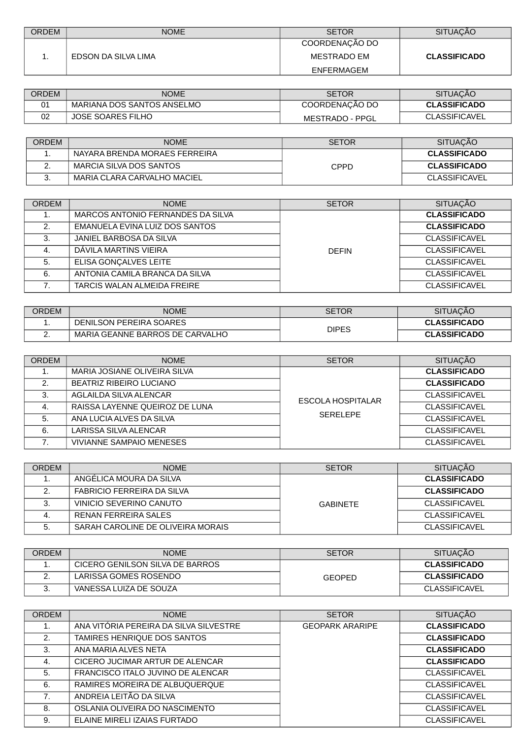| ORDEM | NOME | SETOR | SITUAÇÃO |
|---|---|---|---|
| 1. | EDSON DA SILVA LIMA | COORDENAÇÃO DO MESTRADO EM ENFERMAGEM | **CLASSIFICADO** |

| ORDEM | NOME | SETOR | SITUAÇÃO |
|---|---|---|---|
| 01 | MARIANA DOS SANTOS ANSELMO | COORDENAÇÃO DO MESTRADO - PPGL | **CLASSIFICADO** |
| 02 | JOSE SOARES FILHO | | CLASSIFICAVEL |

| ORDEM | NOME | SETOR | SITUAÇÃO |
|---|---|---|---|
| 1. | NAYARA BRENDA MORAES FERREIRA | CPPD | **CLASSIFICADO** |
| 2. | MARCIA SILVA DOS SANTOS | | **CLASSIFICADO** |
| 3. | MARIA CLARA CARVALHO MACIEL | | CLASSIFICAVEL |

| ORDEM | NOME | SETOR | SITUAÇÃO |
|---|---|---|---|
| 1. | MARCOS ANTONIO FERNANDES DA SILVA | DEFIN | **CLASSIFICADO** |
| 2. | EMANUELA EVINA LUIZ DOS SANTOS | | **CLASSIFICADO** |
| 3. | JANIEL BARBOSA DA SILVA | | CLASSIFICAVEL |
| 4. | DÁVILA MARTINS VIEIRA | | CLASSIFICAVEL |
| 5. | ELISA GONÇALVES LEITE | | CLASSIFICAVEL |
| 6. | ANTONIA CAMILA BRANCA DA SILVA | | CLASSIFICAVEL |
| 7. | TARCIS WALAN ALMEIDA FREIRE | | CLASSIFICAVEL |

| ORDEM | NOME | SETOR | SITUAÇÃO |
|---|---|---|---|
| 1. | DENILSON PEREIRA SOARES | DIPES | **CLASSIFICADO** |
| 2. | MARIA GEANNE BARROS DE CARVALHO | | **CLASSIFICADO** |

| ORDEM | NOME | SETOR | SITUAÇÃO |
|---|---|---|---|
| 1. | MARIA JOSIANE OLIVEIRA SILVA | ESCOLA HOSPITALAR SERELEPE | **CLASSIFICADO** |
| 2. | BEATRIZ RIBEIRO LUCIANO | | **CLASSIFICADO** |
| 3. | AGLAILDA SILVA ALENCAR | | CLASSIFICAVEL |
| 4. | RAISSA LAYENNE QUEIROZ DE LUNA | | CLASSIFICAVEL |
| 5. | ANA LUCIA ALVES DA SILVA | | CLASSIFICAVEL |
| 6. | LARISSA SILVA ALENCAR | | CLASSIFICAVEL |
| 7. | VIVIANNE SAMPAIO MENESES | | CLASSIFICAVEL |

| ORDEM | NOME | SETOR | SITUAÇÃO |
|---|---|---|---|
| 1. | ANGÉLICA MOURA DA SILVA | GABINETE | **CLASSIFICADO** |
| 2. | FABRICIO FERREIRA DA SILVA | | **CLASSIFICADO** |
| 3. | VINICIO SEVERINO CANUTO | | CLASSIFICAVEL |
| 4. | RENAN FERREIRA SALES | | CLASSIFICAVEL |
| 5. | SARAH CAROLINE DE OLIVEIRA MORAIS | | CLASSIFICAVEL |

| ORDEM | NOME | SETOR | SITUAÇÃO |
|---|---|---|---|
| 1. | CICERO GENILSON SILVA DE BARROS | GEOPED | **CLASSIFICADO** |
| 2. | LARISSA GOMES ROSENDO | | **CLASSIFICADO** |
| 3. | VANESSA LUIZA DE SOUZA | | CLASSIFICAVEL |

| ORDEM | NOME | SETOR | SITUAÇÃO |
|---|---|---|---|
| 1. | ANA VITÓRIA PEREIRA DA SILVA SILVESTRE | GEOPARK ARARIPE | **CLASSIFICADO** |
| 2. | TAMIRES HENRIQUE DOS SANTOS | | **CLASSIFICADO** |
| 3. | ANA MARIA ALVES NETA | | **CLASSIFICADO** |
| 4. | CICERO JUCIMAR ARTUR DE ALENCAR | | **CLASSIFICADO** |
| 5. | FRANCISCO ITALO JUVINO DE ALENCAR | | CLASSIFICAVEL |
| 6. | RAMIRES MOREIRA DE ALBUQUERQUE | | CLASSIFICAVEL |
| 7. | ANDREIA LEITÃO DA SILVA | | CLASSIFICAVEL |
| 8. | OSLANIA OLIVEIRA DO NASCIMENTO | | CLASSIFICAVEL |
| 9. | ELAINE MIRELI IZAIAS FURTADO | | CLASSIFICAVEL |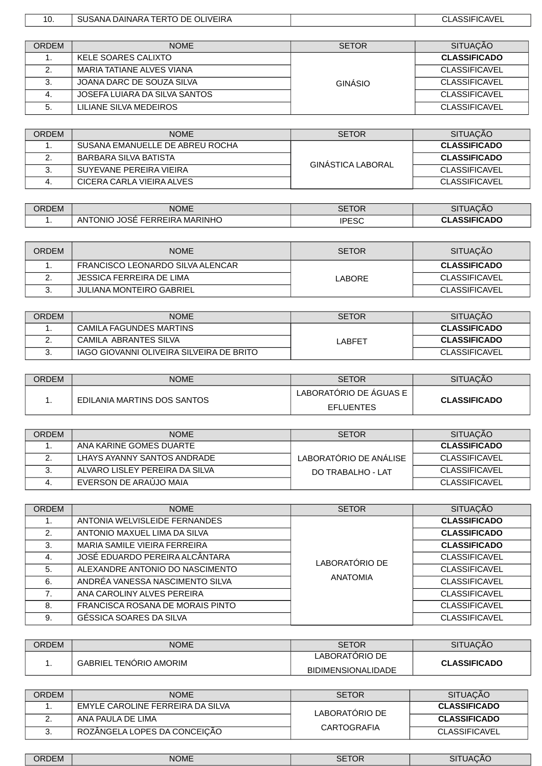| | | | |
|---|---|---|---|
| 10. | SUSANA DAINARA TERTO DE OLIVEIRA | | CLASSIFICAVEL |

| ORDEM | NOME | SETOR | SITUAÇÃO |
|---|---|---|---|
| 1. | KELE SOARES CALIXTO | GINÁSIO | **CLASSIFICADO** |
| 2. | MARIA TATIANE ALVES VIANA | | CLASSIFICAVEL |
| 3. | JOANA DARC DE SOUZA SILVA | | CLASSIFICAVEL |
| 4. | JOSEFA LUIARA DA SILVA SANTOS | | CLASSIFICAVEL |
| 5. | LILIANE SILVA MEDEIROS | | CLASSIFICAVEL |

| ORDEM | NOME | SETOR | SITUAÇÃO |
|---|---|---|---|
| 1. | SUSANA EMANUELLE DE ABREU ROCHA | GINÁSTICA LABORAL | **CLASSIFICADO** |
| 2. | BARBARA SILVA BATISTA | | **CLASSIFICADO** |
| 3. | SUYEVANE PEREIRA VIEIRA | | CLASSIFICAVEL |
| 4. | CICERA CARLA VIEIRA ALVES | | CLASSIFICAVEL |

| ORDEM | NOME | SETOR | SITUAÇÃO |
|---|---|---|---|
| 1. | ANTONIO JOSÉ FERREIRA MARINHO | IPESC | **CLASSIFICADO** |

| ORDEM | NOME | SETOR | SITUAÇÃO |
|---|---|---|---|
| 1. | FRANCISCO LEONARDO SILVA ALENCAR | LABORE | **CLASSIFICADO** |
| 2. | JESSICA FERREIRA DE LIMA | | CLASSIFICAVEL |
| 3. | JULIANA MONTEIRO GABRIEL | | CLASSIFICAVEL |

| ORDEM | NOME | SETOR | SITUAÇÃO |
|---|---|---|---|
| 1. | CAMILA FAGUNDES MARTINS | LABFET | **CLASSIFICADO** |
| 2. | CAMILA ABRANTES SILVA | | **CLASSIFICADO** |
| 3. | IAGO GIOVANNI OLIVEIRA SILVEIRA DE BRITO | | CLASSIFICAVEL |

| ORDEM | NOME | SETOR | SITUAÇÃO |
|---|---|---|---|
| 1. | EDILANIA MARTINS DOS SANTOS | LABORATÓRIO DE ÁGUAS E EFLUENTES | **CLASSIFICADO** |

| ORDEM | NOME | SETOR | SITUAÇÃO |
|---|---|---|---|
| 1. | ANA KARINE GOMES DUARTE | LABORATÓRIO DE ANÁLISE DO TRABALHO - LAT | **CLASSIFICADO** |
| 2. | LHAYS AYANNY SANTOS ANDRADE | | CLASSIFICAVEL |
| 3. | ALVARO LISLEY PEREIRA DA SILVA | | CLASSIFICAVEL |
| 4. | EVERSON DE ARAÚJO MAIA | | CLASSIFICAVEL |

| ORDEM | NOME | SETOR | SITUAÇÃO |
|---|---|---|---|
| 1. | ANTONIA WELVISLEIDE FERNANDES | LABORATÓRIO DE ANATOMIA | **CLASSIFICADO** |
| 2. | ANTONIO MAXUEL LIMA DA SILVA | | **CLASSIFICADO** |
| 3. | MARIA SAMILE VIEIRA FERREIRA | | **CLASSIFICADO** |
| 4. | JOSÉ EDUARDO PEREIRA ALCÂNTARA | | CLASSIFICAVEL |
| 5. | ALEXANDRE ANTONIO DO NASCIMENTO | | CLASSIFICAVEL |
| 6. | ANDRÉA VANESSA NASCIMENTO SILVA | | CLASSIFICAVEL |
| 7. | ANA CAROLINY ALVES PEREIRA | | CLASSIFICAVEL |
| 8. | FRANCISCA ROSANA DE MORAIS PINTO | | CLASSIFICAVEL |
| 9. | GÉSSICA SOARES DA SILVA | | CLASSIFICAVEL |

| ORDEM | NOME | SETOR | SITUAÇÃO |
|---|---|---|---|
| 1. | GABRIEL TENÓRIO AMORIM | LABORATÓRIO DE BIDIMENSIONALIDADE | **CLASSIFICADO** |

| ORDEM | NOME | SETOR | SITUAÇÃO |
|---|---|---|---|
| 1. | EMYLE CAROLINE FERREIRA DA SILVA | LABORATÓRIO DE CARTOGRAFIA | **CLASSIFICADO** |
| 2. | ANA PAULA DE LIMA | | **CLASSIFICADO** |
| 3. | ROZÂNGELA LOPES DA CONCEIÇÃO | | CLASSIFICAVEL |

| ORDEM | NOME | SETOR | SITUAÇÃO |
|---|---|---|---|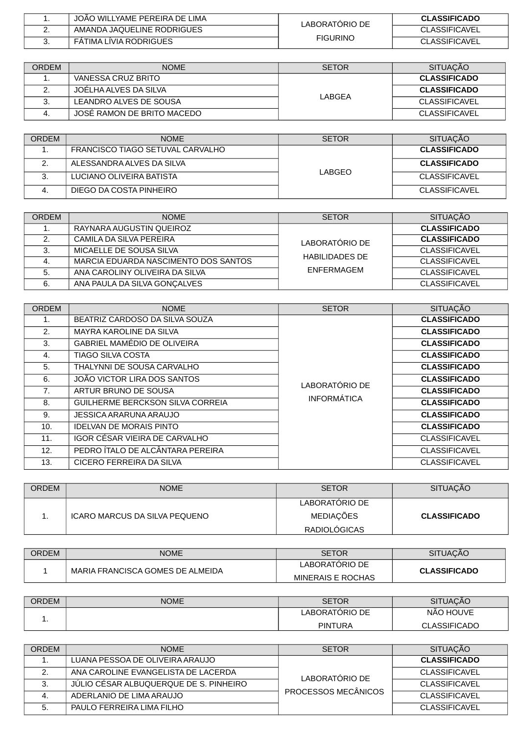| | | | |
|---|---|---|---|
| 1. | JOÃO WILLYAME PEREIRA DE LIMA | LABORATÓRIO DE FIGURINO | **CLASSIFICADO** |
| 2. | AMANDA JAQUELINE RODRIGUES | | CLASSIFICAVEL |
| 3. | FÁTIMA LÍVIA RODRIGUES | | CLASSIFICAVEL |

| ORDEM | NOME | SETOR | SITUAÇÃO |
|---|---|---|---|
| 1. | VANESSA CRUZ BRITO | LABGEA | **CLASSIFICADO** |
| 2. | JOÉLHA ALVES DA SILVA | | **CLASSIFICADO** |
| 3. | LEANDRO ALVES DE SOUSA | | CLASSIFICAVEL |
| 4. | JOSÉ RAMON DE BRITO MACEDO | | CLASSIFICAVEL |

| ORDEM | NOME | SETOR | SITUAÇÃO |
|---|---|---|---|
| 1. | FRANCISCO TIAGO SETUVAL CARVALHO | LABGEO | **CLASSIFICADO** |
| 2. | ALESSANDRA ALVES DA SILVA | | **CLASSIFICADO** |
| 3. | LUCIANO OLIVEIRA BATISTA | | CLASSIFICAVEL |
| 4. | DIEGO DA COSTA PINHEIRO | | CLASSIFICAVEL |

| ORDEM | NOME | SETOR | SITUAÇÃO |
|---|---|---|---|
| 1. | RAYNARA AUGUSTIN QUEIROZ | LABORATÓRIO DE HABILIDADES DE ENFERMAGEM | **CLASSIFICADO** |
| 2. | CAMILA DA SILVA PEREIRA | | **CLASSIFICADO** |
| 3. | MICAELLE DE SOUSA SILVA | | CLASSIFICAVEL |
| 4. | MARCIA EDUARDA NASCIMENTO DOS SANTOS | | CLASSIFICAVEL |
| 5. | ANA CAROLINY OLIVEIRA DA SILVA | | CLASSIFICAVEL |
| 6. | ANA PAULA DA SILVA GONÇALVES | | CLASSIFICAVEL |

| ORDEM | NOME | SETOR | SITUAÇÃO |
|---|---|---|---|
| 1. | BEATRIZ CARDOSO DA SILVA SOUZA | LABORATÓRIO DE INFORMÁTICA | **CLASSIFICADO** |
| 2. | MAYRA KAROLINE DA SILVA | | **CLASSIFICADO** |
| 3. | GABRIEL MAMÉDIO DE OLIVEIRA | | **CLASSIFICADO** |
| 4. | TIAGO SILVA COSTA | | **CLASSIFICADO** |
| 5. | THALYNNI DE SOUSA CARVALHO | | **CLASSIFICADO** |
| 6. | JOÃO VICTOR LIRA DOS SANTOS | | **CLASSIFICADO** |
| 7. | ARTUR BRUNO DE SOUSA | | **CLASSIFICADO** |
| 8. | GUILHERME BERCKSON SILVA CORREIA | | **CLASSIFICADO** |
| 9. | JESSICA ARARUNA ARAUJO | | **CLASSIFICADO** |
| 10. | IDELVAN DE MORAIS PINTO | | **CLASSIFICADO** |
| 11. | IGOR CÉSAR VIEIRA DE CARVALHO | | CLASSIFICAVEL |
| 12. | PEDRO ÍTALO DE ALCÂNTARA PEREIRA | | CLASSIFICAVEL |
| 13. | CICERO FERREIRA DA SILVA | | CLASSIFICAVEL |

| ORDEM | NOME | SETOR | SITUAÇÃO |
|---|---|---|---|
| 1. | ICARO MARCUS DA SILVA PEQUENO | LABORATÓRIO DE MEDIAÇÕES RADIOLÓGICAS | **CLASSIFICADO** |

| ORDEM | NOME | SETOR | SITUAÇÃO |
|---|---|---|---|
| 1 | MARIA FRANCISCA GOMES DE ALMEIDA | LABORATÓRIO DE MINERAIS E ROCHAS | **CLASSIFICADO** |

| ORDEM | NOME | SETOR | SITUAÇÃO |
|---|---|---|---|
| 1. | | LABORATÓRIO DE PINTURA | NÃO HOUVE CLASSIFICADO |

| ORDEM | NOME | SETOR | SITUAÇÃO |
|---|---|---|---|
| 1. | LUANA PESSOA DE OLIVEIRA ARAUJO | LABORATÓRIO DE PROCESSOS MECÂNICOS | **CLASSIFICADO** |
| 2. | ANA CAROLINE EVANGELISTA DE LACERDA | | CLASSIFICAVEL |
| 3. | JÚLIO CÉSAR ALBUQUERQUE DE S. PINHEIRO | | CLASSIFICAVEL |
| 4. | ADERLANIO DE LIMA ARAUJO | | CLASSIFICAVEL |
| 5. | PAULO FERREIRA LIMA FILHO | | CLASSIFICAVEL |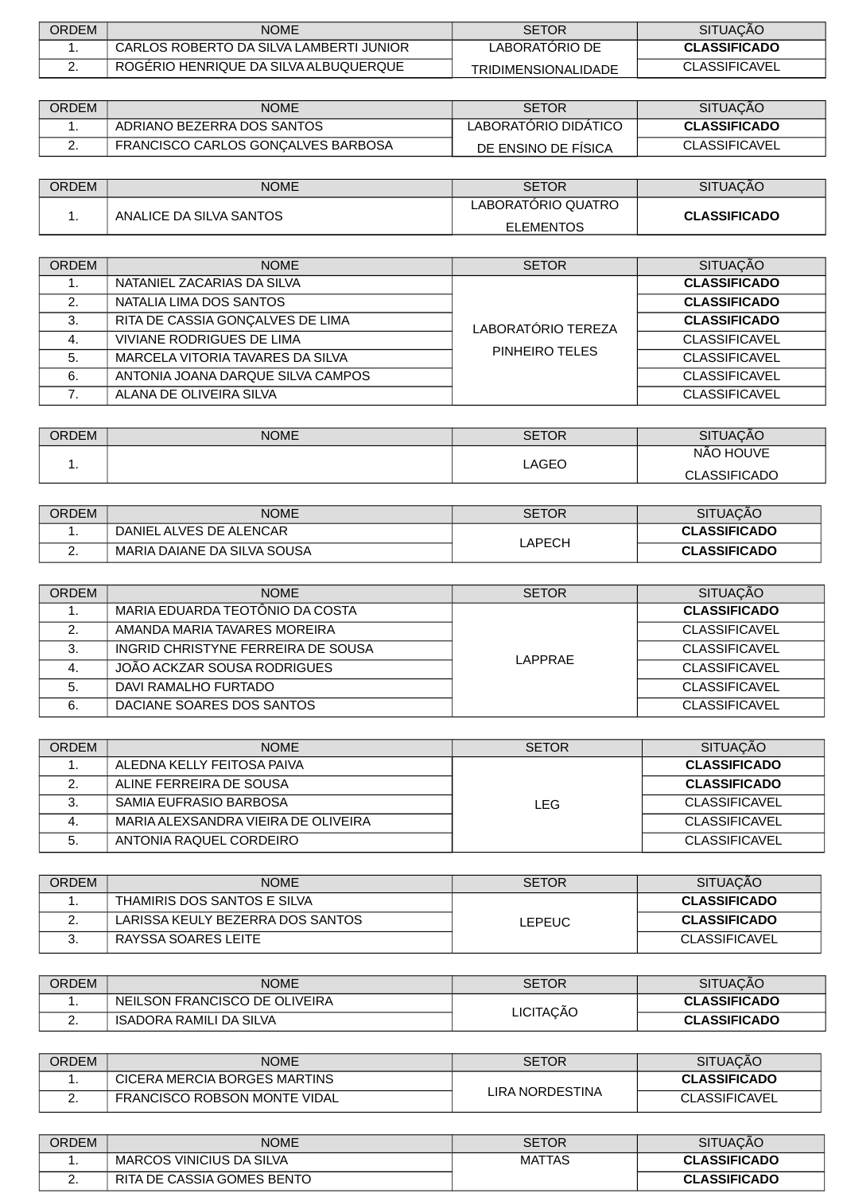| ORDEM | NOME | SETOR | SITUAÇÃO |
|---|---|---|---|
| 1. | CARLOS ROBERTO DA SILVA LAMBERTI JUNIOR | LABORATÓRIO DE TRIDIMENSIONALIDADE | **CLASSIFICADO** |
| 2. | ROGÉRIO HENRIQUE DA SILVA ALBUQUERQUE | | CLASSIFICAVEL |

| ORDEM | NOME | SETOR | SITUAÇÃO |
|---|---|---|---|
| 1. | ADRIANO BEZERRA DOS SANTOS | LABORATÓRIO DIDÁTICO DE ENSINO DE FÍSICA | **CLASSIFICADO** |
| 2. | FRANCISCO CARLOS GONÇALVES BARBOSA | | CLASSIFICAVEL |

| ORDEM | NOME | SETOR | SITUAÇÃO |
|---|---|---|---|
| 1. | ANALICE DA SILVA SANTOS | LABORATÓRIO QUATRO ELEMENTOS | **CLASSIFICADO** |

| ORDEM | NOME | SETOR | SITUAÇÃO |
|---|---|---|---|
| 1. | NATANIEL ZACARIAS DA SILVA | LABORATÓRIO TEREZA PINHEIRO TELES | **CLASSIFICADO** |
| 2. | NATALIA LIMA DOS SANTOS | | **CLASSIFICADO** |
| 3. | RITA DE CASSIA GONÇALVES DE LIMA | | **CLASSIFICADO** |
| 4. | VIVIANE RODRIGUES DE LIMA | | CLASSIFICAVEL |
| 5. | MARCELA VITORIA TAVARES DA SILVA | | CLASSIFICAVEL |
| 6. | ANTONIA JOANA DARQUE SILVA CAMPOS | | CLASSIFICAVEL |
| 7. | ALANA DE OLIVEIRA SILVA | | CLASSIFICAVEL |

| ORDEM | NOME | SETOR | SITUAÇÃO |
|---|---|---|---|
| 1. | | LAGEO | NÃO HOUVE CLASSIFICADO |

| ORDEM | NOME | SETOR | SITUAÇÃO |
|---|---|---|---|
| 1. | DANIEL ALVES DE ALENCAR | LAPECH | **CLASSIFICADO** |
| 2. | MARIA DAIANE DA SILVA SOUSA | | **CLASSIFICADO** |

| ORDEM | NOME | SETOR | SITUAÇÃO |
|---|---|---|---|
| 1. | MARIA EDUARDA TEOTÔNIO DA COSTA | LAPPRAE | **CLASSIFICADO** |
| 2. | AMANDA MARIA TAVARES MOREIRA | | CLASSIFICAVEL |
| 3. | INGRID CHRISTYNE FERREIRA DE SOUSA | | CLASSIFICAVEL |
| 4. | JOÃO ACKZAR SOUSA RODRIGUES | | CLASSIFICAVEL |
| 5. | DAVI RAMALHO FURTADO | | CLASSIFICAVEL |
| 6. | DACIANE SOARES DOS SANTOS | | CLASSIFICAVEL |

| ORDEM | NOME | SETOR | SITUAÇÃO |
|---|---|---|---|
| 1. | ALEDNA KELLY FEITOSA PAIVA | LEG | **CLASSIFICADO** |
| 2. | ALINE FERREIRA DE SOUSA | | **CLASSIFICADO** |
| 3. | SAMIA EUFRASIO BARBOSA | | CLASSIFICAVEL |
| 4. | MARIA ALEXSANDRA VIEIRA DE OLIVEIRA | | CLASSIFICAVEL |
| 5. | ANTONIA RAQUEL CORDEIRO | | CLASSIFICAVEL |

| ORDEM | NOME | SETOR | SITUAÇÃO |
|---|---|---|---|
| 1. | THAMIRIS DOS SANTOS E SILVA | LEPEUC | **CLASSIFICADO** |
| 2. | LARISSA KEULY BEZERRA DOS SANTOS | | **CLASSIFICADO** |
| 3. | RAYSSA SOARES LEITE | | CLASSIFICAVEL |

| ORDEM | NOME | SETOR | SITUAÇÃO |
|---|---|---|---|
| 1. | NEILSON FRANCISCO DE OLIVEIRA | LICITAÇÃO | **CLASSIFICADO** |
| 2. | ISADORA RAMILI DA SILVA | | **CLASSIFICADO** |

| ORDEM | NOME | SETOR | SITUAÇÃO |
|---|---|---|---|
| 1. | CICERA MERCIA BORGES MARTINS | LIRA NORDESTINA | **CLASSIFICADO** |
| 2. | FRANCISCO ROBSON MONTE VIDAL | | CLASSIFICAVEL |

| ORDEM | NOME | SETOR | SITUAÇÃO |
|---|---|---|---|
| 1. | MARCOS VINICIUS DA SILVA | MATTAS | **CLASSIFICADO** |
| 2. | RITA DE CASSIA GOMES BENTO | | **CLASSIFICADO** |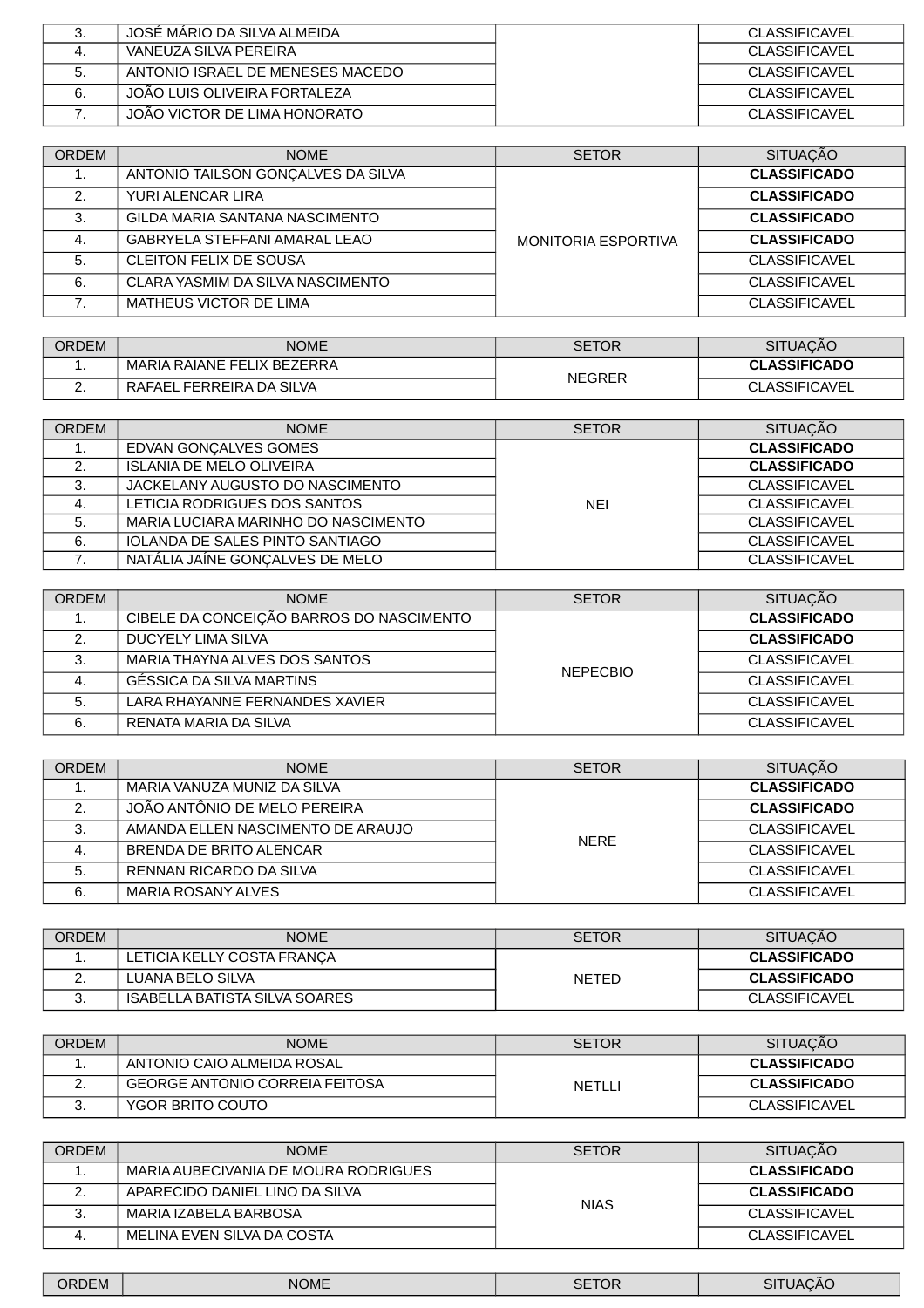| | | | |
|---|---|---|---|
| 3. | JOSÉ MÁRIO DA SILVA ALMEIDA | | CLASSIFICAVEL |
| 4. | VANEUZA SILVA PEREIRA | | CLASSIFICAVEL |
| 5. | ANTONIO ISRAEL DE MENESES MACEDO | | CLASSIFICAVEL |
| 6. | JOÃO LUIS OLIVEIRA FORTALEZA | | CLASSIFICAVEL |
| 7. | JOÃO VICTOR DE LIMA HONORATO | | CLASSIFICAVEL |

| ORDEM | NOME | SETOR | SITUAÇÃO |
|---|---|---|---|
| 1. | ANTONIO TAILSON GONÇALVES DA SILVA | MONITORIA ESPORTIVA | **CLASSIFICADO** |
| 2. | YURI ALENCAR LIRA | | **CLASSIFICADO** |
| 3. | GILDA MARIA SANTANA NASCIMENTO | | **CLASSIFICADO** |
| 4. | GABRYELA STEFFANI AMARAL LEAO | | **CLASSIFICADO** |
| 5. | CLEITON FELIX DE SOUSA | | CLASSIFICAVEL |
| 6. | CLARA YASMIM DA SILVA NASCIMENTO | | CLASSIFICAVEL |
| 7. | MATHEUS VICTOR DE LIMA | | CLASSIFICAVEL |

| ORDEM | NOME | SETOR | SITUAÇÃO |
|---|---|---|---|
| 1. | MARIA RAIANE FELIX BEZERRA | NEGRER | **CLASSIFICADO** |
| 2. | RAFAEL FERREIRA DA SILVA | | CLASSIFICAVEL |

| ORDEM | NOME | SETOR | SITUAÇÃO |
|---|---|---|---|
| 1. | EDVAN GONÇALVES GOMES | NEI | **CLASSIFICADO** |
| 2. | ISLANIA DE MELO OLIVEIRA | | **CLASSIFICADO** |
| 3. | JACKELANY AUGUSTO DO NASCIMENTO | | CLASSIFICAVEL |
| 4. | LETICIA RODRIGUES DOS SANTOS | | CLASSIFICAVEL |
| 5. | MARIA LUCIARA MARINHO DO NASCIMENTO | | CLASSIFICAVEL |
| 6. | IOLANDA DE SALES PINTO SANTIAGO | | CLASSIFICAVEL |
| 7. | NATÁLIA JAÍNE GONÇALVES DE MELO | | CLASSIFICAVEL |

| ORDEM | NOME | SETOR | SITUAÇÃO |
|---|---|---|---|
| 1. | CIBELE DA CONCEIÇÃO BARROS DO NASCIMENTO | NEPECBIO | **CLASSIFICADO** |
| 2. | DUCYELY LIMA SILVA | | **CLASSIFICADO** |
| 3. | MARIA THAYNA ALVES DOS SANTOS | | CLASSIFICAVEL |
| 4. | GÉSSICA DA SILVA MARTINS | | CLASSIFICAVEL |
| 5. | LARA RHAYANNE FERNANDES XAVIER | | CLASSIFICAVEL |
| 6. | RENATA MARIA DA SILVA | | CLASSIFICAVEL |

| ORDEM | NOME | SETOR | SITUAÇÃO |
|---|---|---|---|
| 1. | MARIA VANUZA MUNIZ DA SILVA | NERE | **CLASSIFICADO** |
| 2. | JOÃO ANTÔNIO DE MELO PEREIRA | | **CLASSIFICADO** |
| 3. | AMANDA ELLEN NASCIMENTO DE ARAUJO | | CLASSIFICAVEL |
| 4. | BRENDA DE BRITO ALENCAR | | CLASSIFICAVEL |
| 5. | RENNAN RICARDO DA SILVA | | CLASSIFICAVEL |
| 6. | MARIA ROSANY ALVES | | CLASSIFICAVEL |

| ORDEM | NOME | SETOR | SITUAÇÃO |
|---|---|---|---|
| 1. | LETICIA KELLY COSTA FRANÇA | NETED | **CLASSIFICADO** |
| 2. | LUANA BELO SILVA | | **CLASSIFICADO** |
| 3. | ISABELLA BATISTA SILVA SOARES | | CLASSIFICAVEL |

| ORDEM | NOME | SETOR | SITUAÇÃO |
|---|---|---|---|
| 1. | ANTONIO CAIO ALMEIDA ROSAL | NETLLI | **CLASSIFICADO** |
| 2. | GEORGE ANTONIO CORREIA FEITOSA | | **CLASSIFICADO** |
| 3. | YGOR BRITO COUTO | | CLASSIFICAVEL |

| ORDEM | NOME | SETOR | SITUAÇÃO |
|---|---|---|---|
| 1. | MARIA AUBECIVANIA DE MOURA RODRIGUES | NIAS | **CLASSIFICADO** |
| 2. | APARECIDO DANIEL LINO DA SILVA | | **CLASSIFICADO** |
| 3. | MARIA IZABELA BARBOSA | | CLASSIFICAVEL |
| 4. | MELINA EVEN SILVA DA COSTA | | CLASSIFICAVEL |

| ORDEM | NOME | SETOR | SITUAÇÃO |
|---|---|---|---|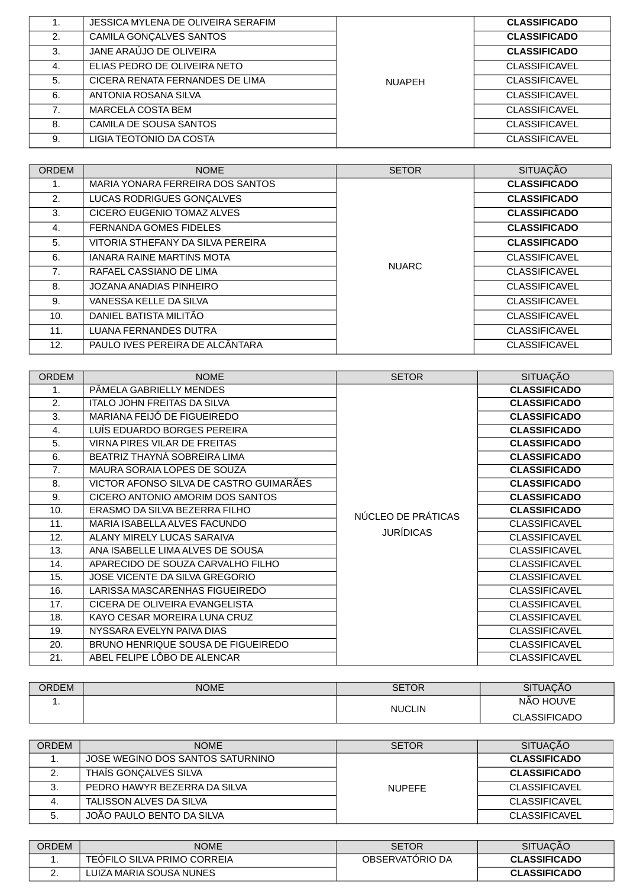| | | | |
|---|---|---|---|
| 1. | JESSICA MYLENA DE OLIVEIRA SERAFIM | NUAPEH | **CLASSIFICADO** |
| 2. | CAMILA GONÇALVES SANTOS | | **CLASSIFICADO** |
| 3. | JANE ARAÚJO DE OLIVEIRA | | **CLASSIFICADO** |
| 4. | ELIAS PEDRO DE OLIVEIRA NETO | | CLASSIFICAVEL |
| 5. | CICERA RENATA FERNANDES DE LIMA | | CLASSIFICAVEL |
| 6. | ANTONIA ROSANA SILVA | | CLASSIFICAVEL |
| 7. | MARCELA COSTA BEM | | CLASSIFICAVEL |
| 8. | CAMILA DE SOUSA SANTOS | | CLASSIFICAVEL |
| 9. | LIGIA TEOTONIO DA COSTA | | CLASSIFICAVEL |

| ORDEM | NOME | SETOR | SITUAÇÃO |
|---|---|---|---|
| 1. | MARIA YONARA FERREIRA DOS SANTOS | NUARC | **CLASSIFICADO** |
| 2. | LUCAS RODRIGUES GONÇALVES | | **CLASSIFICADO** |
| 3. | CICERO EUGENIO TOMAZ ALVES | | **CLASSIFICADO** |
| 4. | FERNANDA GOMES FIDELES | | **CLASSIFICADO** |
| 5. | VITORIA STHEFANY DA SILVA PEREIRA | | **CLASSIFICADO** |
| 6. | IANARA RAINE MARTINS MOTA | | CLASSIFICAVEL |
| 7. | RAFAEL CASSIANO DE LIMA | | CLASSIFICAVEL |
| 8. | JOZANA ANADIAS PINHEIRO | | CLASSIFICAVEL |
| 9. | VANESSA KELLE DA SILVA | | CLASSIFICAVEL |
| 10. | DANIEL BATISTA MILITÃO | | CLASSIFICAVEL |
| 11. | LUANA FERNANDES DUTRA | | CLASSIFICAVEL |
| 12. | PAULO IVES PEREIRA DE ALCÂNTARA | | CLASSIFICAVEL |

| ORDEM | NOME | SETOR | SITUAÇÃO |
|---|---|---|---|
| 1. | PÂMELA GABRIELLY MENDES | NÚCLEO DE PRÁTICAS JURÍDICAS | **CLASSIFICADO** |
| 2. | ITALO JOHN FREITAS DA SILVA | | **CLASSIFICADO** |
| 3. | MARIANA FEIJÓ DE FIGUEIREDO | | **CLASSIFICADO** |
| 4. | LUÍS EDUARDO BORGES PEREIRA | | **CLASSIFICADO** |
| 5. | VIRNA PIRES VILAR DE FREITAS | | **CLASSIFICADO** |
| 6. | BEATRIZ THAYNÁ SOBREIRA LIMA | | **CLASSIFICADO** |
| 7. | MAURA SORAIA LOPES DE SOUZA | | **CLASSIFICADO** |
| 8. | VICTOR AFONSO SILVA DE CASTRO GUIMARÃES | | **CLASSIFICADO** |
| 9. | CICERO ANTONIO AMORIM DOS SANTOS | | **CLASSIFICADO** |
| 10. | ERASMO DA SILVA BEZERRA FILHO | | **CLASSIFICADO** |
| 11. | MARIA ISABELLA ALVES FACUNDO | | CLASSIFICAVEL |
| 12. | ALANY MIRELY LUCAS SARAIVA | | CLASSIFICAVEL |
| 13. | ANA ISABELLE LIMA ALVES DE SOUSA | | CLASSIFICAVEL |
| 14. | APARECIDO DE SOUZA CARVALHO FILHO | | CLASSIFICAVEL |
| 15. | JOSE VICENTE DA SILVA GREGORIO | | CLASSIFICAVEL |
| 16. | LARISSA MASCARENHAS FIGUEIREDO | | CLASSIFICAVEL |
| 17. | CICERA DE OLIVEIRA EVANGELISTA | | CLASSIFICAVEL |
| 18. | KAYO CESAR MOREIRA LUNA CRUZ | | CLASSIFICAVEL |
| 19. | NYSSARA EVELYN PAIVA DIAS | | CLASSIFICAVEL |
| 20. | BRUNO HENRIQUE SOUSA DE FIGUEIREDO | | CLASSIFICAVEL |
| 21. | ABEL FELIPE LÔBO DE ALENCAR | | CLASSIFICAVEL |

| ORDEM | NOME | SETOR | SITUAÇÃO |
|---|---|---|---|
| 1. | | NUCLIN | NÃO HOUVE CLASSIFICADO |

| ORDEM | NOME | SETOR | SITUAÇÃO |
|---|---|---|---|
| 1. | JOSE WEGINO DOS SANTOS SATURNINO | NUPEFE | **CLASSIFICADO** |
| 2. | THAÍS GONÇALVES SILVA | | **CLASSIFICADO** |
| 3. | PEDRO HAWYR BEZERRA DA SILVA | | CLASSIFICAVEL |
| 4. | TALISSON ALVES DA SILVA | | CLASSIFICAVEL |
| 5. | JOÃO PAULO BENTO DA SILVA | | CLASSIFICAVEL |

| ORDEM | NOME | SETOR | SITUAÇÃO |
|---|---|---|---|
| 1. | TEÓFILO SILVA PRIMO CORREIA | OBSERVATÓRIO DA | **CLASSIFICADO** |
| 2. | LUIZA MARIA SOUSA NUNES | | **CLASSIFICADO** |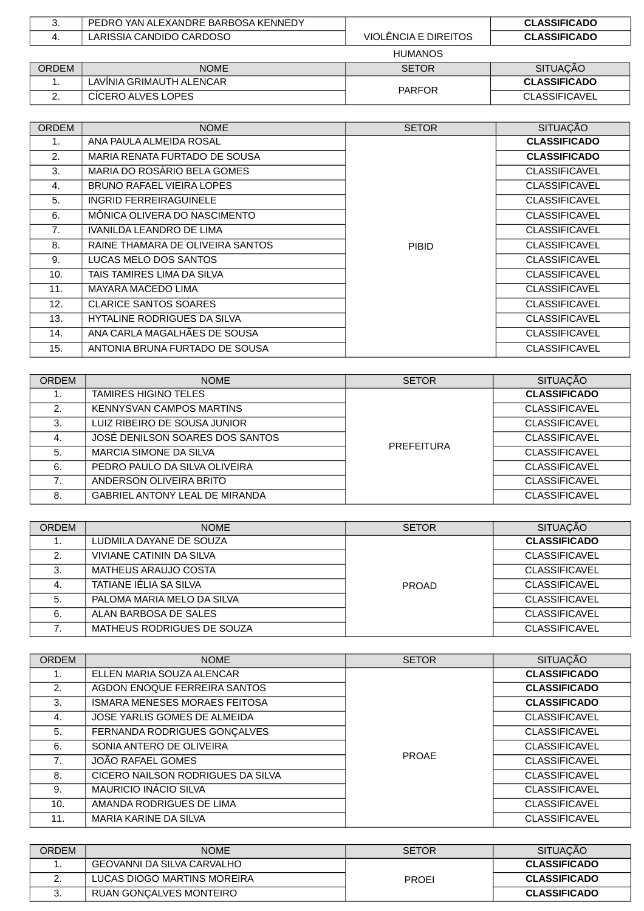| | | | |
|---|---|---|---|
| 3. | PEDRO YAN ALEXANDRE BARBOSA KENNEDY | VIOLÊNCIA E DIREITOS HUMANOS | **CLASSIFICADO** |
| 4. | LARISSIA CANDIDO CARDOSO | | **CLASSIFICADO** |

| ORDEM | NOME | SETOR | SITUAÇÃO |
|---|---|---|---|
| 1. | LAVÍNIA GRIMAUTH ALENCAR | PARFOR | **CLASSIFICADO** |
| 2. | CÍCERO ALVES LOPES | | CLASSIFICAVEL |

| ORDEM | NOME | SETOR | SITUAÇÃO |
|---|---|---|---|
| 1. | ANA PAULA ALMEIDA ROSAL | PIBID | **CLASSIFICADO** |
| 2. | MARIA RENATA FURTADO DE SOUSA | | **CLASSIFICADO** |
| 3. | MARIA DO ROSÁRIO BELA GOMES | | CLASSIFICAVEL |
| 4. | BRUNO RAFAEL VIEIRA LOPES | | CLASSIFICAVEL |
| 5. | INGRID FERREIRAGUINELE | | CLASSIFICAVEL |
| 6. | MÔNICA OLIVERA DO NASCIMENTO | | CLASSIFICAVEL |
| 7. | IVANILDA LEANDRO DE LIMA | | CLASSIFICAVEL |
| 8. | RAINE THAMARA DE OLIVEIRA SANTOS | | CLASSIFICAVEL |
| 9. | LUCAS MELO DOS SANTOS | | CLASSIFICAVEL |
| 10. | TAIS TAMIRES LIMA DA SILVA | | CLASSIFICAVEL |
| 11. | MAYARA MACEDO LIMA | | CLASSIFICAVEL |
| 12. | CLARICE SANTOS SOARES | | CLASSIFICAVEL |
| 13. | HYTALINE RODRIGUES DA SILVA | | CLASSIFICAVEL |
| 14. | ANA CARLA MAGALHÃES DE SOUSA | | CLASSIFICAVEL |
| 15. | ANTONIA BRUNA FURTADO DE SOUSA | | CLASSIFICAVEL |

| ORDEM | NOME | SETOR | SITUAÇÃO |
|---|---|---|---|
| 1. | TAMIRES HIGINO TELES | PREFEITURA | **CLASSIFICADO** |
| 2. | KENNYSVAN CAMPOS MARTINS | | CLASSIFICAVEL |
| 3. | LUIZ RIBEIRO DE SOUSA JUNIOR | | CLASSIFICAVEL |
| 4. | JOSÉ DENILSON SOARES DOS SANTOS | | CLASSIFICAVEL |
| 5. | MARCIA SIMONE DA SILVA | | CLASSIFICAVEL |
| 6. | PEDRO PAULO DA SILVA OLIVEIRA | | CLASSIFICAVEL |
| 7. | ANDERSON OLIVEIRA BRITO | | CLASSIFICAVEL |
| 8. | GABRIEL ANTONY LEAL DE MIRANDA | | CLASSIFICAVEL |

| ORDEM | NOME | SETOR | SITUAÇÃO |
|---|---|---|---|
| 1. | LUDMILA DAYANE DE SOUZA | PROAD | **CLASSIFICADO** |
| 2. | VIVIANE CATININ DA SILVA | | CLASSIFICAVEL |
| 3. | MATHEUS ARAUJO COSTA | | CLASSIFICAVEL |
| 4. | TATIANE IÉLIA SA SILVA | | CLASSIFICAVEL |
| 5. | PALOMA MARIA MELO DA SILVA | | CLASSIFICAVEL |
| 6. | ALAN BARBOSA DE SALES | | CLASSIFICAVEL |
| 7. | MATHEUS RODRIGUES DE SOUZA | | CLASSIFICAVEL |

| ORDEM | NOME | SETOR | SITUAÇÃO |
|---|---|---|---|
| 1. | ELLEN MARIA SOUZA ALENCAR | PROAE | **CLASSIFICADO** |
| 2. | AGDON ENOQUE FERREIRA SANTOS | | **CLASSIFICADO** |
| 3. | ISMARA MENESES MORAES FEITOSA | | **CLASSIFICADO** |
| 4. | JOSE YARLIS GOMES DE ALMEIDA | | CLASSIFICAVEL |
| 5. | FERNANDA RODRIGUES GONÇALVES | | CLASSIFICAVEL |
| 6. | SONIA ANTERO DE OLIVEIRA | | CLASSIFICAVEL |
| 7. | JOÃO RAFAEL GOMES | | CLASSIFICAVEL |
| 8. | CICERO NAILSON RODRIGUES DA SILVA | | CLASSIFICAVEL |
| 9. | MAURICIO INÁCIO SILVA | | CLASSIFICAVEL |
| 10. | AMANDA RODRIGUES DE LIMA | | CLASSIFICAVEL |
| 11. | MARIA KARINE DA SILVA | | CLASSIFICAVEL |

| ORDEM | NOME | SETOR | SITUAÇÃO |
|---|---|---|---|
| 1. | GEOVANNI DA SILVA CARVALHO | PROEI | **CLASSIFICADO** |
| 2. | LUCAS DIOGO MARTINS MOREIRA | | **CLASSIFICADO** |
| 3. | RUAN GONÇALVES MONTEIRO | | **CLASSIFICADO** |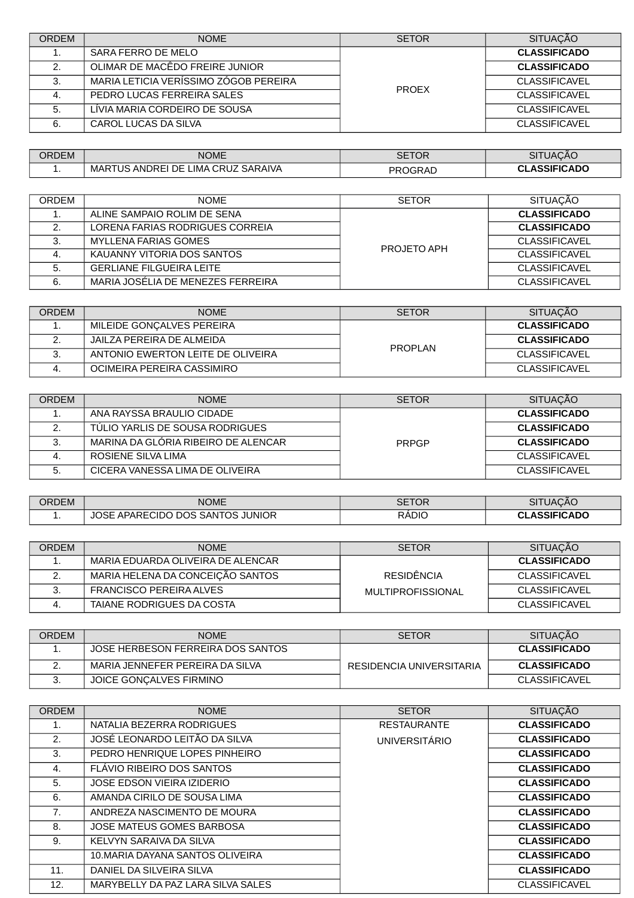| ORDEM | NOME | SETOR | SITUAÇÃO |
|---|---|---|---|
| 1. | SARA FERRO DE MELO | PROEX | **CLASSIFICADO** |
| 2. | OLIMAR DE MACÊDO FREIRE JUNIOR | | **CLASSIFICADO** |
| 3. | MARIA LETICIA VERÍSSIMO ZÓGOB PEREIRA | | CLASSIFICAVEL |
| 4. | PEDRO LUCAS FERREIRA SALES | | CLASSIFICAVEL |
| 5. | LÍVIA MARIA CORDEIRO DE SOUSA | | CLASSIFICAVEL |
| 6. | CAROL LUCAS DA SILVA | | CLASSIFICAVEL |

| ORDEM | NOME | SETOR | SITUAÇÃO |
|---|---|---|---|
| 1. | MARTUS ANDREI DE LIMA CRUZ SARAIVA | PROGRAD | **CLASSIFICADO** |

| ORDEM | NOME | SETOR | SITUAÇÃO |
|---|---|---|---|
| 1. | ALINE SAMPAIO ROLIM DE SENA | PROJETO APH | **CLASSIFICADO** |
| 2. | LORENA FARIAS RODRIGUES CORREIA | | **CLASSIFICADO** |
| 3. | MYLLENA FARIAS GOMES | | CLASSIFICAVEL |
| 4. | KAUANNY VITORIA DOS SANTOS | | CLASSIFICAVEL |
| 5. | GERLIANE FILGUEIRA LEITE | | CLASSIFICAVEL |
| 6. | MARIA JOSÉLIA DE MENEZES FERREIRA | | CLASSIFICAVEL |

| ORDEM | NOME | SETOR | SITUAÇÃO |
|---|---|---|---|
| 1. | MILEIDE GONÇALVES PEREIRA | PROPLAN | **CLASSIFICADO** |
| 2. | JAILZA PEREIRA DE ALMEIDA | | **CLASSIFICADO** |
| 3. | ANTONIO EWERTON LEITE DE OLIVEIRA | | CLASSIFICAVEL |
| 4. | OCIMEIRA PEREIRA CASSIMIRO | | CLASSIFICAVEL |

| ORDEM | NOME | SETOR | SITUAÇÃO |
|---|---|---|---|
| 1. | ANA RAYSSA BRAULIO CIDADE | PRPGP | **CLASSIFICADO** |
| 2. | TÚLIO YARLIS DE SOUSA RODRIGUES | | **CLASSIFICADO** |
| 3. | MARINA DA GLÓRIA RIBEIRO DE ALENCAR | | **CLASSIFICADO** |
| 4. | ROSIENE SILVA LIMA | | CLASSIFICAVEL |
| 5. | CICERA VANESSA LIMA DE OLIVEIRA | | CLASSIFICAVEL |

| ORDEM | NOME | SETOR | SITUAÇÃO |
|---|---|---|---|
| 1. | JOSE APARECIDO DOS SANTOS JUNIOR | RÁDIO | **CLASSIFICADO** |

| ORDEM | NOME | SETOR | SITUAÇÃO |
|---|---|---|---|
| 1. | MARIA EDUARDA OLIVEIRA DE ALENCAR | RESIDÊNCIA MULTIPROFISSIONAL | **CLASSIFICADO** |
| 2. | MARIA HELENA DA CONCEIÇÃO SANTOS | | CLASSIFICAVEL |
| 3. | FRANCISCO PEREIRA ALVES | | CLASSIFICAVEL |
| 4. | TAIANE RODRIGUES DA COSTA | | CLASSIFICAVEL |

| ORDEM | NOME | SETOR | SITUAÇÃO |
|---|---|---|---|
| 1. | JOSE HERBESON FERREIRA DOS SANTOS | RESIDENCIA UNIVERSITARIA | **CLASSIFICADO** |
| 2. | MARIA JENNEFER PEREIRA DA SILVA | | **CLASSIFICADO** |
| 3. | JOICE GONÇALVES FIRMINO | | CLASSIFICAVEL |

| ORDEM | NOME | SETOR | SITUAÇÃO |
|---|---|---|---|
| 1. | NATALIA BEZERRA RODRIGUES | RESTAURANTE UNIVERSITÁRIO | **CLASSIFICADO** |
| 2. | JOSÉ LEONARDO LEITÃO DA SILVA | | **CLASSIFICADO** |
| 3. | PEDRO HENRIQUE LOPES PINHEIRO | | **CLASSIFICADO** |
| 4. | FLÁVIO RIBEIRO DOS SANTOS | | **CLASSIFICADO** |
| 5. | JOSE EDSON VIEIRA IZIDERIO | | **CLASSIFICADO** |
| 6. | AMANDA CIRILO DE SOUSA LIMA | | **CLASSIFICADO** |
| 7. | ANDREZA NASCIMENTO DE MOURA | | **CLASSIFICADO** |
| 8. | JOSE MATEUS GOMES BARBOSA | | **CLASSIFICADO** |
| 9. | KELVYN SARAIVA DA SILVA | | **CLASSIFICADO** |
| | 10.MARIA DAYANA SANTOS OLIVEIRA | | **CLASSIFICADO** |
| 11. | DANIEL DA SILVEIRA SILVA | | **CLASSIFICADO** |
| 12. | MARYBELLY DA PAZ LARA SILVA SALES | | CLASSIFICAVEL |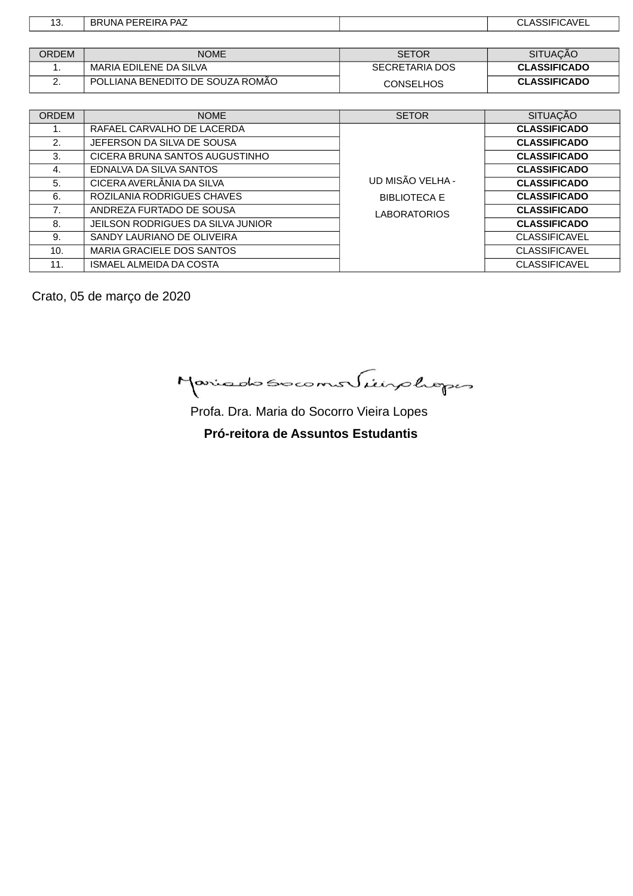| | | | |
|---|---|---|---|
| 13. | BRUNA PEREIRA PAZ | | CLASSIFICAVEL |

| ORDEM | NOME | SETOR | SITUAÇÃO |
|---|---|---|---|
| 1. | MARIA EDILENE DA SILVA | SECRETARIA DOS CONSELHOS | **CLASSIFICADO** |
| 2. | POLLIANA BENEDITO DE SOUZA ROMÃO | | **CLASSIFICADO** |

| ORDEM | NOME | SETOR | SITUAÇÃO |
|---|---|---|---|
| 1. | RAFAEL CARVALHO DE LACERDA | UD MISÃO VELHA - BIBLIOTECA E LABORATORIOS | **CLASSIFICADO** |
| 2. | JEFERSON DA SILVA DE SOUSA | | **CLASSIFICADO** |
| 3. | CICERA BRUNA SANTOS AUGUSTINHO | | **CLASSIFICADO** |
| 4. | EDNALVA DA SILVA SANTOS | | **CLASSIFICADO** |
| 5. | CICERA AVERLÂNIA DA SILVA | | **CLASSIFICADO** |
| 6. | ROZILANIA RODRIGUES CHAVES | | **CLASSIFICADO** |
| 7. | ANDREZA FURTADO DE SOUSA | | **CLASSIFICADO** |
| 8. | JEILSON RODRIGUES DA SILVA JUNIOR | | **CLASSIFICADO** |
| 9. | SANDY LAURIANO DE OLIVEIRA | | CLASSIFICAVEL |
| 10. | MARIA GRACIELE DOS SANTOS | | CLASSIFICAVEL |
| 11. | ISMAEL ALMEIDA DA COSTA | | CLASSIFICAVEL |

Crato, 05 de março de 2020

Profa. Dra. Maria do Socorro Vieira Lopes

**Pró-reitora de Assuntos Estudantis**